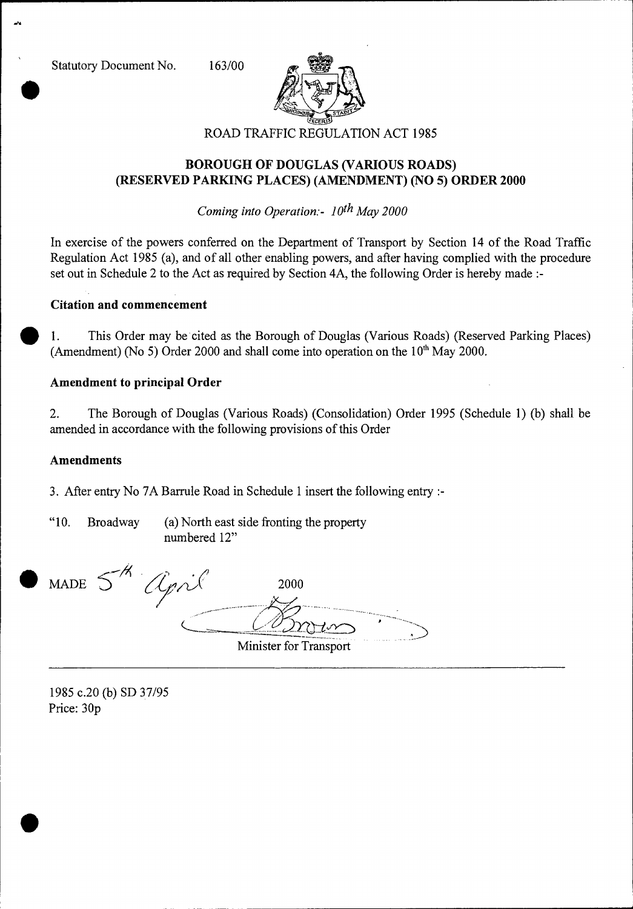Statutory Document No. 163/00

ROAD TRAFFIC REGULATION ACT 1985

## BOROUGH OF DOUGLAS (VARIOUS ROADS) (RESERVED PARKING PLACES) (AMENDMENT) (NO 5) ORDER 2000

*Coming into Operation:- 10th May 2000*

In exercise of the powers conferred on the Department of Transport by Section 14 of the Road Traffic Regulation Act 1985 (a), and of all other enabling powers, and after having complied with the procedure set out in Schedule 2 to the Act as required by Section 4A, the following Order is hereby made :-

### Citation and commencement

1. This Order may be cited as the Borough of Douglas (Various Roads) (Reserved Parking Places) (Amendment) (No 5) Order 2000 and shall come into operation on the 10th May 2000.

### Amendment to principal Order

2. The Borough of Douglas (Various Roads) (Consolidation) Order 1995 (Schedule 1) (b) shall be amended in accordance with the following provisions of this Order

### Amendments

3. After entry No 7A Barrule Road in Schedule 1 insert the following entry :-

"10. Broadway (a) North east side fronting the property numbered 12"

MADE 5th April 2000

Minister for Transport

1985 c.20 (b) SD 37/95
Price: 30p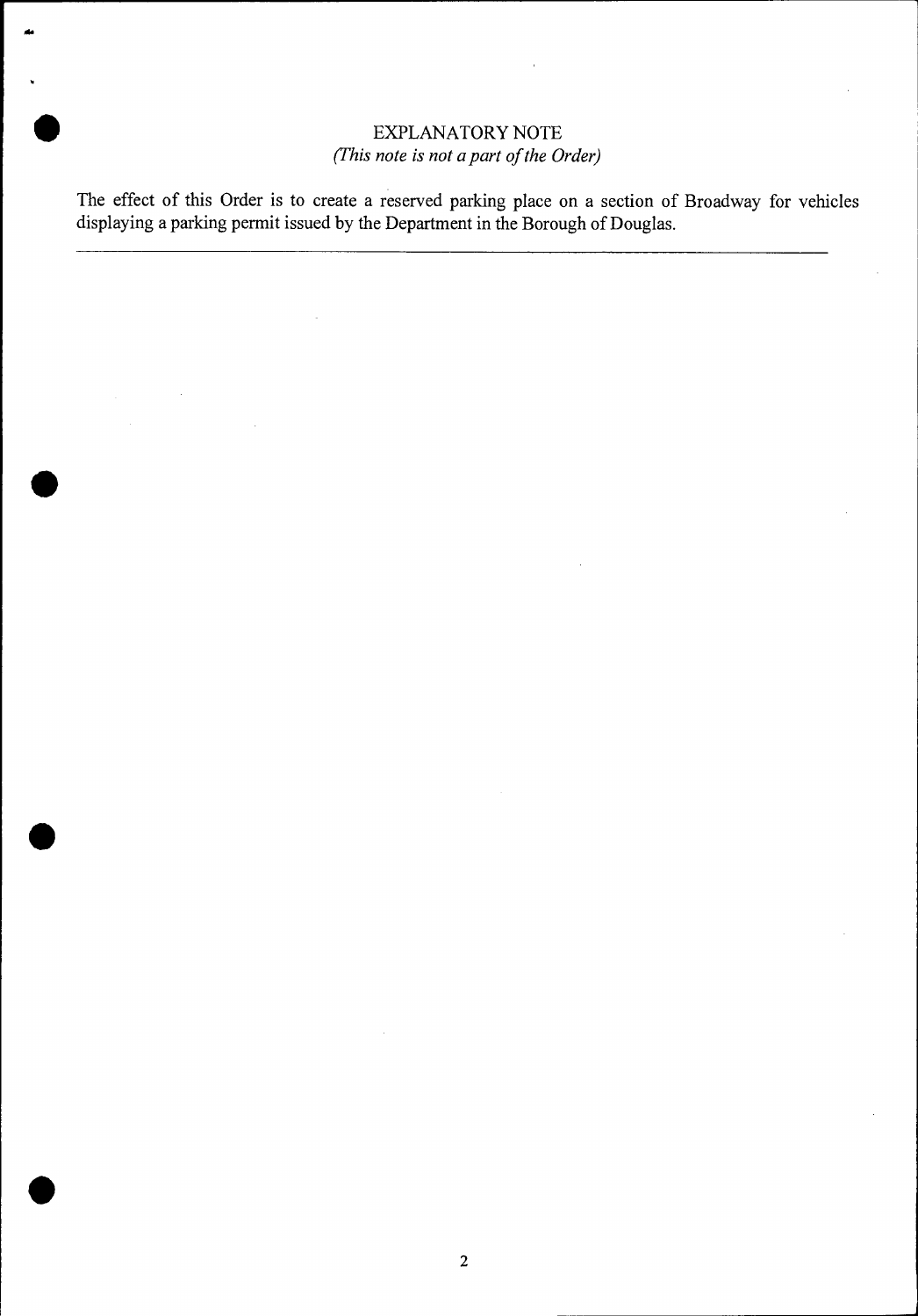# EXPLANATORY NOTE

*(This note is not a part of the Order)*

The effect of this Order is to create a reserved parking place on a section of Broadway for vehicles displaying a parking permit issued by the Department in the Borough of Douglas.

---